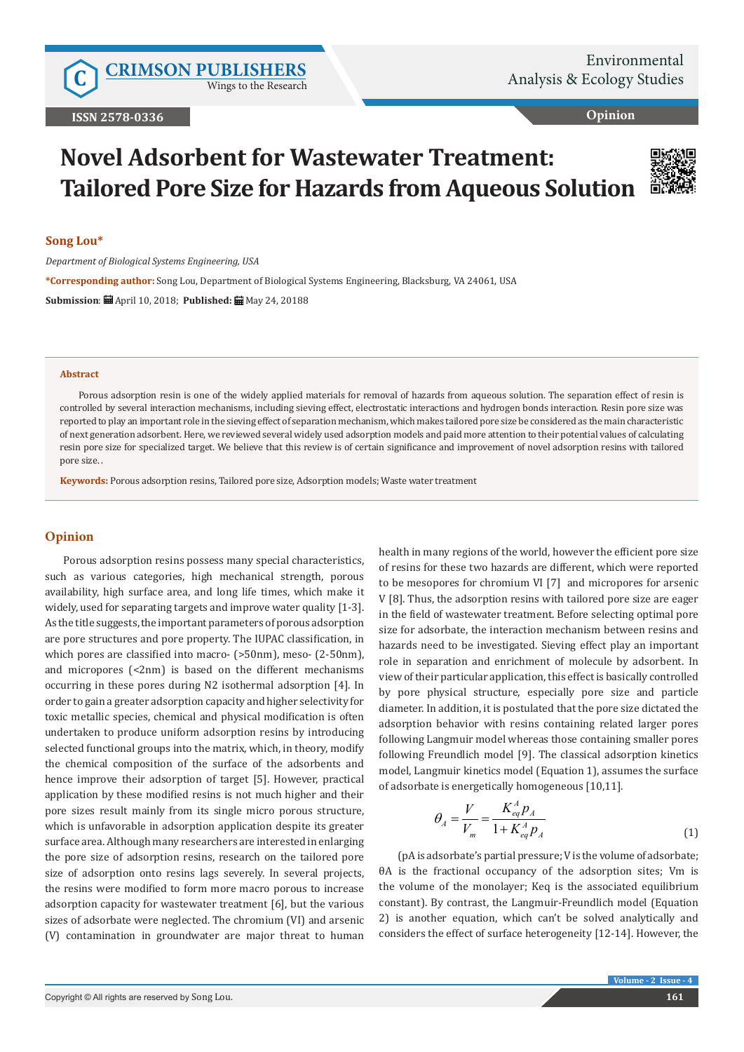# Novel Adsorbent for Wastewater Treatment: Tailored Pore Size for Hazards from Aqueous Solution

**Song Lou***

*Department of Biological Systems Engineering, USA*

***Corresponding author:** Song Lou, Department of Biological Systems Engineering, Blacksburg, VA 24061, USA

**Submission**: April 10, 2018; **Published:** May 24, 20188

### Abstract

Porous adsorption resin is one of the widely applied materials for removal of hazards from aqueous solution. The separation effect of resin is controlled by several interaction mechanisms, including sieving effect, electrostatic interactions and hydrogen bonds interaction. Resin pore size was reported to play an important role in the sieving effect of separation mechanism, which makes tailored pore size be considered as the main characteristic of next generation adsorbent. Here, we reviewed several widely used adsorption models and paid more attention to their potential values of calculating resin pore size for specialized target. We believe that this review is of certain significance and improvement of novel adsorption resins with tailored pore size. .

**Keywords:** Porous adsorption resins, Tailored pore size, Adsorption models; Waste water treatment

## Opinion

Porous adsorption resins possess many special characteristics, such as various categories, high mechanical strength, porous availability, high surface area, and long life times, which make it widely, used for separating targets and improve water quality [1-3]. As the title suggests, the important parameters of porous adsorption are pore structures and pore property. The IUPAC classification, in which pores are classified into macro- (>50nm), meso- (2-50nm), and micropores (<2nm) is based on the different mechanisms occurring in these pores during N2 isothermal adsorption [4]. In order to gain a greater adsorption capacity and higher selectivity for toxic metallic species, chemical and physical modification is often undertaken to produce uniform adsorption resins by introducing selected functional groups into the matrix, which, in theory, modify the chemical composition of the surface of the adsorbents and hence improve their adsorption of target [5]. However, practical application by these modified resins is not much higher and their pore sizes result mainly from its single micro porous structure, which is unfavorable in adsorption application despite its greater surface area. Although many researchers are interested in enlarging the pore size of adsorption resins, research on the tailored pore size of adsorption onto resins lags severely. In several projects, the resins were modified to form more macro porous to increase adsorption capacity for wastewater treatment [6], but the various sizes of adsorbate were neglected. The chromium (VI) and arsenic (V) contamination in groundwater are major threat to human health in many regions of the world, however the efficient pore size of resins for these two hazards are different, which were reported to be mesopores for chromium VI [7] and micropores for arsenic V [8]. Thus, the adsorption resins with tailored pore size are eager in the field of wastewater treatment. Before selecting optimal pore size for adsorbate, the interaction mechanism between resins and hazards need to be investigated. Sieving effect play an important role in separation and enrichment of molecule by adsorbent. In view of their particular application, this effect is basically controlled by pore physical structure, especially pore size and particle diameter. In addition, it is postulated that the pore size dictated the adsorption behavior with resins containing related larger pores following Langmuir model whereas those containing smaller pores following Freundlich model [9]. The classical adsorption kinetics model, Langmuir kinetics model (Equation 1), assumes the surface of adsorbate is energetically homogeneous [10,11].

$$\theta_A = \frac{V}{V_m} = \frac{K_{eq}^A p_A}{1 + K_{eq}^A p_A} \qquad (1)$$

(pA is adsorbate's partial pressure; V is the volume of adsorbate; θA is the fractional occupancy of the adsorption sites; Vm is the volume of the monolayer; Keq is the associated equilibrium constant). By contrast, the Langmuir-Freundlich model (Equation 2) is another equation, which can't be solved analytically and considers the effect of surface heterogeneity [12-14]. However, the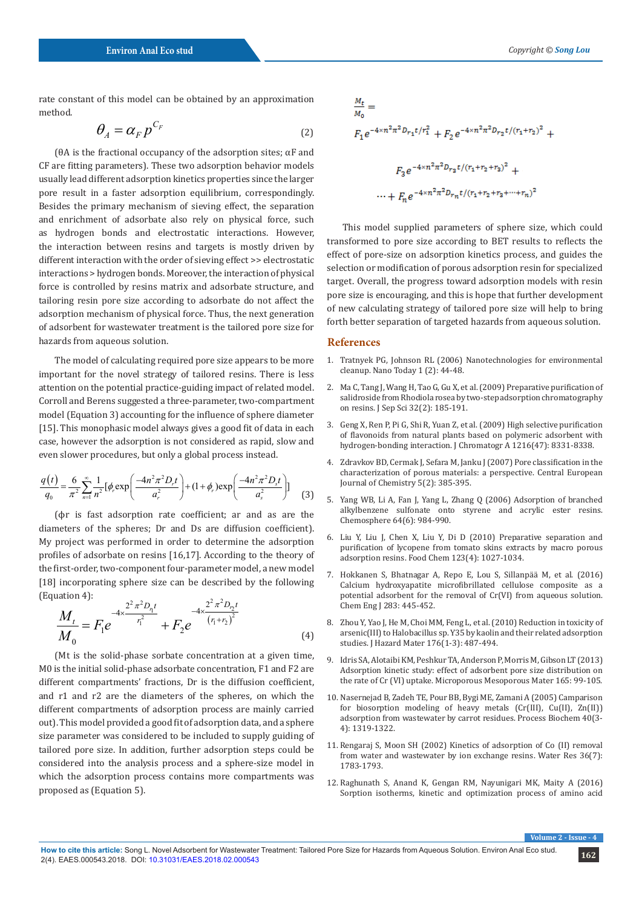rate constant of this model can be obtained by an approximation method.

$$\theta_A = \alpha_F p^{C_F} \tag{2}$$

($\theta A$ is the fractional occupancy of the adsorption sites; $\alpha F$ and CF are fitting parameters). These two adsorption behavior models usually lead different adsorption kinetics properties since the larger pore result in a faster adsorption equilibrium, correspondingly. Besides the primary mechanism of sieving effect, the separation and enrichment of adsorbate also rely on physical force, such as hydrogen bonds and electrostatic interactions. However, the interaction between resins and targets is mostly driven by different interaction with the order of sieving effect >> electrostatic interactions > hydrogen bonds. Moreover, the interaction of physical force is controlled by resins matrix and adsorbate structure, and tailoring resin pore size according to adsorbate do not affect the adsorption mechanism of physical force. Thus, the next generation of adsorbent for wastewater treatment is the tailored pore size for hazards from aqueous solution.

The model of calculating required pore size appears to be more important for the novel strategy of tailored resins. There is less attention on the potential practice-guiding impact of related model. Corroll and Berens suggested a three-parameter, two-compartment model (Equation 3) accounting for the influence of sphere diameter [15]. This monophasic model always gives a good fit of data in each case, however the adsorption is not considered as rapid, slow and even slower procedures, but only a global process instead.

$$\frac{q(t)}{q_0} = \frac{6}{\pi^2}\sum_{n=1}^{\infty}\frac{1}{n^2}[\phi_r \exp\left(\frac{-4n^2\pi^2 D_r t}{a_r^2}\right) + (1+\phi_r)\exp\left(\frac{-4n^2\pi^2 D_s t}{a_s^2}\right)] \tag{3}$$

($\phi r$ is fast adsorption rate coefficient; ar and as are the diameters of the spheres; Dr and Ds are diffusion coefficient). My project was performed in order to determine the adsorption profiles of adsorbate on resins [16,17]. According to the theory of the first-order, two-component four-parameter model, a new model [18] incorporating sphere size can be described by the following (Equation 4):

$$\frac{M_t}{M_0} = F_1 e^{-4\times\frac{2^2\pi^2 D_{r_1} t}{r_1^2}} + F_2 e^{-4\times\frac{2^2\pi^2 D_{r_2} t}{(r_1+r_2)^2}} \tag{4}$$

(Mt is the solid-phase sorbate concentration at a given time, M0 is the initial solid-phase adsorbate concentration, F1 and F2 are different compartments' fractions, Dr is the diffusion coefficient, and r1 and r2 are the diameters of the spheres, on which the different compartments of adsorption process are mainly carried out). This model provided a good fit of adsorption data, and a sphere size parameter was considered to be included to supply guiding of tailored pore size. In addition, further adsorption steps could be considered into the analysis process and a sphere-size model in which the adsorption process contains more compartments was proposed as (Equation 5).

$$\frac{M_t}{M_0} = F_1 e^{-4\times n^2\pi^2 D_{r_1} t/r_1^2} + F_2 e^{-4\times n^2\pi^2 D_{r_2} t/(r_1+r_2)^2} + F_3 e^{-4\times n^2\pi^2 D_{r_3} t/(r_1+r_2+r_3)^2} + \cdots + F_n e^{-4\times n^2\pi^2 D_{r_n} t/(r_1+r_2+r_3+\cdots+r_n)^2}$$

This model supplied parameters of sphere size, which could transformed to pore size according to BET results to reflects the effect of pore-size on adsorption kinetics process, and guides the selection or modification of porous adsorption resin for specialized target. Overall, the progress toward adsorption models with resin pore size is encouraging, and this is hope that further development of new calculating strategy of tailored pore size will help to bring forth better separation of targeted hazards from aqueous solution.

## References

1. Tratnyek PG, Johnson RL (2006) Nanotechnologies for environmental cleanup. Nano Today 1 (2): 44-48.
2. Ma C, Tang J, Wang H, Tao G, Gu X, et al. (2009) Preparative purification of salidroside from Rhodiola rosea by two-step adsorption chromatography on resins. J Sep Sci 32(2): 185-191.
3. Geng X, Ren P, Pi G, Shi R, Yuan Z, et al. (2009) High selective purification of flavonoids from natural plants based on polymeric adsorbent with hydrogen-bonding interaction. J Chromatogr A 1216(47): 8331-8338.
4. Zdravkov BD, Cermak J, Sefara M, Janku J (2007) Pore classification in the characterization of porous materials: a perspective. Central European Journal of Chemistry 5(2): 385-395.
5. Yang WB, Li A, Fan J, Yang L, Zhang Q (2006) Adsorption of branched alkylbenzene sulfonate onto styrene and acrylic ester resins. Chemosphere 64(6): 984-990.
6. Liu Y, Liu J, Chen X, Liu Y, Di D (2010) Preparative separation and purification of lycopene from tomato skins extracts by macro porous adsorption resins. Food Chem 123(4): 1027-1034.
7. Hokkanen S, Bhatnagar A, Repo E, Lou S, Sillanpää M, et al. (2016) Calcium hydroxyapatite microfibrillated cellulose composite as a potential adsorbent for the removal of Cr(VI) from aqueous solution. Chem Eng J 283: 445-452.
8. Zhou Y, Yao J, He M, Choi MM, Feng L, et al. (2010) Reduction in toxicity of arsenic(III) to Halobacillus sp. Y35 by kaolin and their related adsorption studies. J Hazard Mater 176(1-3): 487-494.
9. Idris SA, Alotaibi KM, Peshkur TA, Anderson P, Morris M, Gibson LT (2013) Adsorption kinetic study: effect of adsorbent pore size distribution on the rate of Cr (VI) uptake. Microporous Mesoporous Mater 165: 99-105.
10. Nasernejad B, Zadeh TE, Pour BB, Bygi ME, Zamani A (2005) Camparison for biosorption modeling of heavy metals (Cr(III), Cu(II), Zn(II)) adsorption from wastewater by carrot residues. Process Biochem 40(3-4): 1319-1322.
11. Rengaraj S, Moon SH (2002) Kinetics of adsorption of Co (II) removal from water and wastewater by ion exchange resins. Water Res 36(7): 1783-1793.
12. Raghunath S, Anand K, Gengan RM, Nayunigari MK, Maity A (2016) Sorption isotherms, kinetic and optimization process of amino acid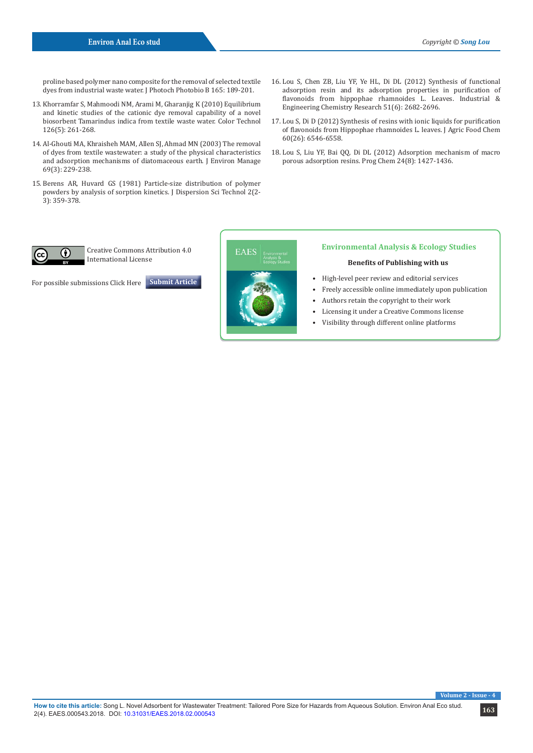proline based polymer nano composite for the removal of selected textile dyes from industrial waste water. J Photoch Photobio B 165: 189-201.

13. Khorramfar S, Mahmoodi NM, Arami M, Gharanjig K (2010) Equilibrium and kinetic studies of the cationic dye removal capability of a novel biosorbent Tamarindus indica from textile waste water. Color Technol 126(5): 261-268.

14. Al-Ghouti MA, Khraisheh MAM, Allen SJ, Ahmad MN (2003) The removal of dyes from textile wastewater: a study of the physical characteristics and adsorption mechanisms of diatomaceous earth. J Environ Manage 69(3): 229-238.

15. Berens AR, Huvard GS (1981) Particle-size distribution of polymer powders by analysis of sorption kinetics. J Dispersion Sci Technol 2(2-3): 359-378.

16. Lou S, Chen ZB, Liu YF, Ye HL, Di DL (2012) Synthesis of functional adsorption resin and its adsorption properties in purification of flavonoids from hippophae rhamnoides L. Leaves. Industrial & Engineering Chemistry Research 51(6): 2682-2696.

17. Lou S, Di D (2012) Synthesis of resins with ionic liquids for purification of flavonoids from Hippophae rhamnoides L. leaves. J Agric Food Chem 60(26): 6546-6558.

18. Lou S, Liu YF, Bai QQ, Di DL (2012) Adsorption mechanism of macro porous adsorption resins. Prog Chem 24(8): 1427-1436.

Creative Commons Attribution 4.0 International License

For possible submissions Click Here **Submit Article**

**Environmental Analysis & Ecology Studies**

**Benefits of Publishing with us**

- High-level peer review and editorial services
- Freely accessible online immediately upon publication
- Authors retain the copyright to their work
- Licensing it under a Creative Commons license
- Visibility through different online platforms

**How to cite this article:** Song L. Novel Adsorbent for Wastewater Treatment: Tailored Pore Size for Hazards from Aqueous Solution. Environ Anal Eco stud. 2(4). EAES.000543.2018. DOI: 10.31031/EAES.2018.02.000543